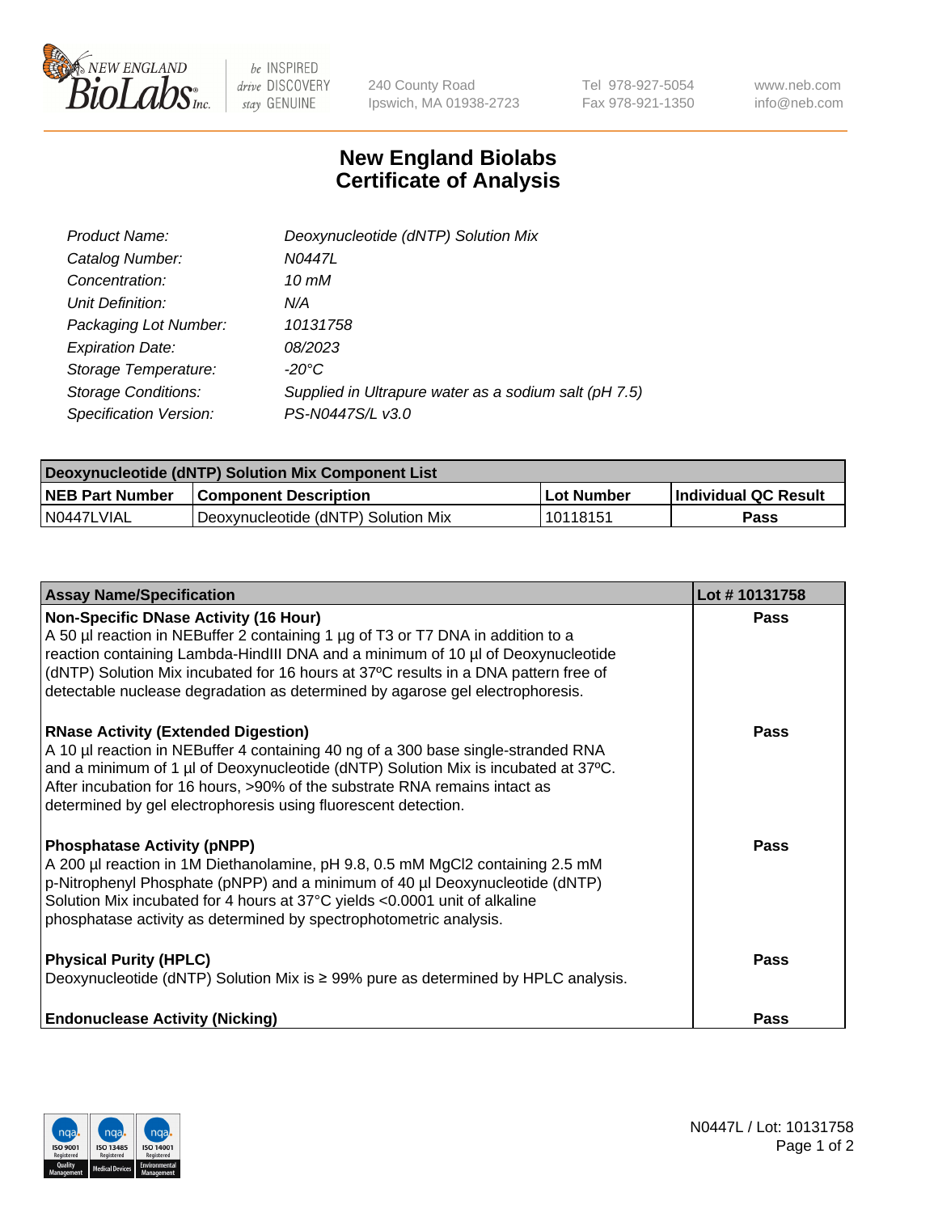# New England Biolabs Certificate of Analysis

| | |
|---|---|
| *Product Name:* | *Deoxynucleotide (dNTP) Solution Mix* |
| *Catalog Number:* | *N0447L* |
| *Concentration:* | *10 mM* |
| *Unit Definition:* | *N/A* |
| *Packaging Lot Number:* | *10131758* |
| *Expiration Date:* | *08/2023* |
| *Storage Temperature:* | *-20°C* |
| *Storage Conditions:* | *Supplied in Ultrapure water as a sodium salt (pH 7.5)* |
| *Specification Version:* | *PS-N0447S/L v3.0* |

| Deoxynucleotide (dNTP) Solution Mix Component List | | | |
|---|---|---|---|
| **NEB Part Number** | **Component Description** | **Lot Number** | **Individual QC Result** |
| N0447LVIAL | Deoxynucleotide (dNTP) Solution Mix | 10118151 | **Pass** |

| Assay Name/Specification | Lot # 10131758 |
|---|---|
| **Non-Specific DNase Activity (16 Hour)**<br>A 50 µl reaction in NEBuffer 2 containing 1 µg of T3 or T7 DNA in addition to a reaction containing Lambda-HindIII DNA and a minimum of 10 µl of Deoxynucleotide (dNTP) Solution Mix incubated for 16 hours at 37ºC results in a DNA pattern free of detectable nuclease degradation as determined by agarose gel electrophoresis. | **Pass** |
| **RNase Activity (Extended Digestion)**<br>A 10 µl reaction in NEBuffer 4 containing 40 ng of a 300 base single-stranded RNA and a minimum of 1 µl of Deoxynucleotide (dNTP) Solution Mix is incubated at 37ºC. After incubation for 16 hours, >90% of the substrate RNA remains intact as determined by gel electrophoresis using fluorescent detection. | **Pass** |
| **Phosphatase Activity (pNPP)**<br>A 200 µl reaction in 1M Diethanolamine, pH 9.8, 0.5 mM $MgCl_2$ containing 2.5 mM p-Nitrophenyl Phosphate (pNPP) and a minimum of 40 µl Deoxynucleotide (dNTP) Solution Mix incubated for 4 hours at 37°C yields <0.0001 unit of alkaline phosphatase activity as determined by spectrophotometric analysis. | **Pass** |
| **Physical Purity (HPLC)**<br>Deoxynucleotide (dNTP) Solution Mix is ≥ 99% pure as determined by HPLC analysis. | **Pass** |
| **Endonuclease Activity (Nicking)** | **Pass** |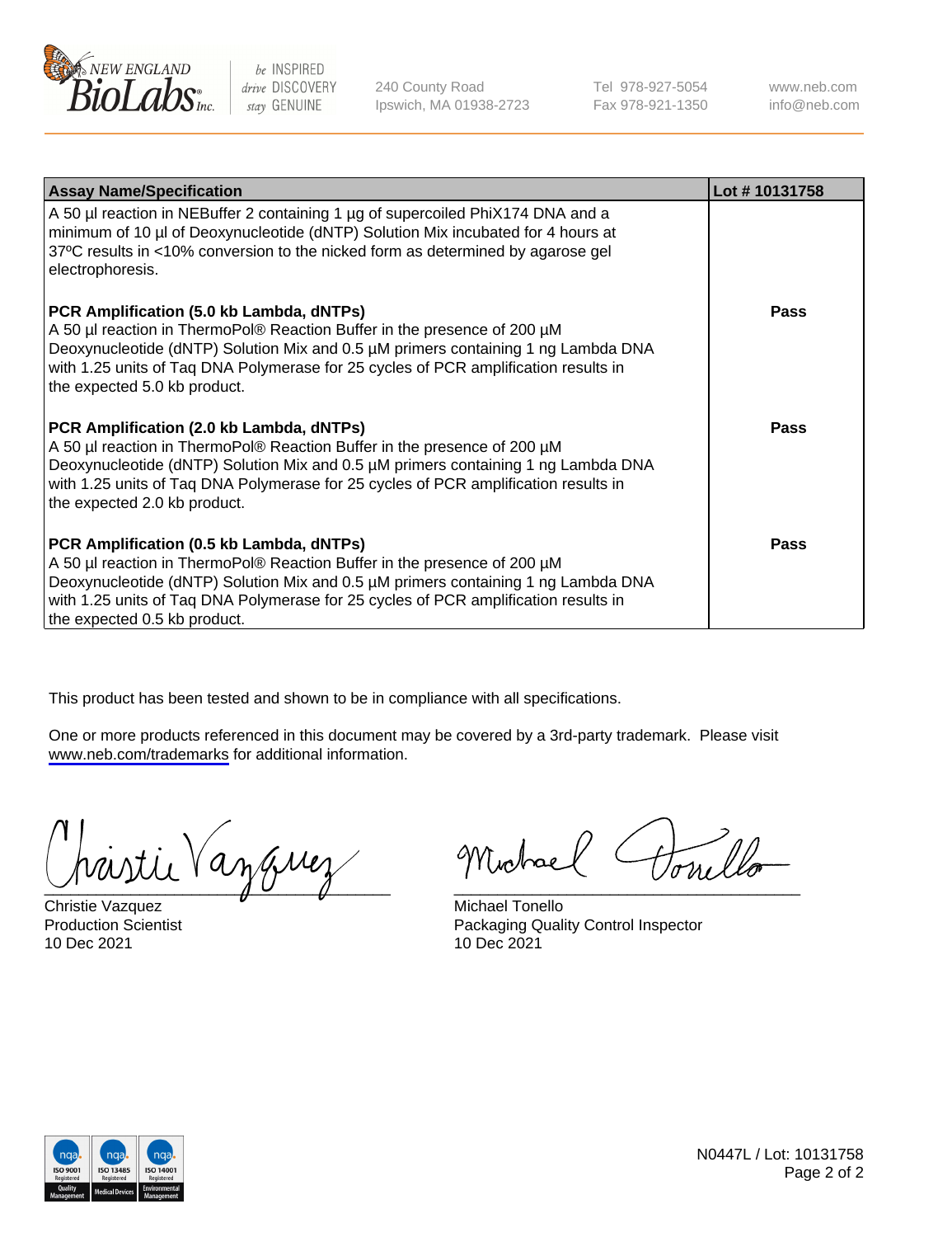| Assay Name/Specification | Lot # 10131758 |
| --- | --- |
| A 50 µl reaction in NEBuffer 2 containing 1 µg of supercoiled PhiX174 DNA and a minimum of 10 µl of Deoxynucleotide (dNTP) Solution Mix incubated for 4 hours at 37ºC results in <10% conversion to the nicked form as determined by agarose gel electrophoresis. | |
| **PCR Amplification (5.0 kb Lambda, dNTPs)**<br>A 50 µl reaction in ThermoPol® Reaction Buffer in the presence of 200 µM Deoxynucleotide (dNTP) Solution Mix and 0.5 µM primers containing 1 ng Lambda DNA with 1.25 units of Taq DNA Polymerase for 25 cycles of PCR amplification results in the expected 5.0 kb product. | **Pass** |
| **PCR Amplification (2.0 kb Lambda, dNTPs)**<br>A 50 µl reaction in ThermoPol® Reaction Buffer in the presence of 200 µM Deoxynucleotide (dNTP) Solution Mix and 0.5 µM primers containing 1 ng Lambda DNA with 1.25 units of Taq DNA Polymerase for 25 cycles of PCR amplification results in the expected 2.0 kb product. | **Pass** |
| **PCR Amplification (0.5 kb Lambda, dNTPs)**<br>A 50 µl reaction in ThermoPol® Reaction Buffer in the presence of 200 µM Deoxynucleotide (dNTP) Solution Mix and 0.5 µM primers containing 1 ng Lambda DNA with 1.25 units of Taq DNA Polymerase for 25 cycles of PCR amplification results in the expected 0.5 kb product. | **Pass** |

This product has been tested and shown to be in compliance with all specifications.

One or more products referenced in this document may be covered by a 3rd-party trademark. Please visit www.neb.com/trademarks for additional information.

Christie Vazquez
Production Scientist
10 Dec 2021

Michael Tonello
Packaging Quality Control Inspector
10 Dec 2021

N0447L / Lot: 10131758